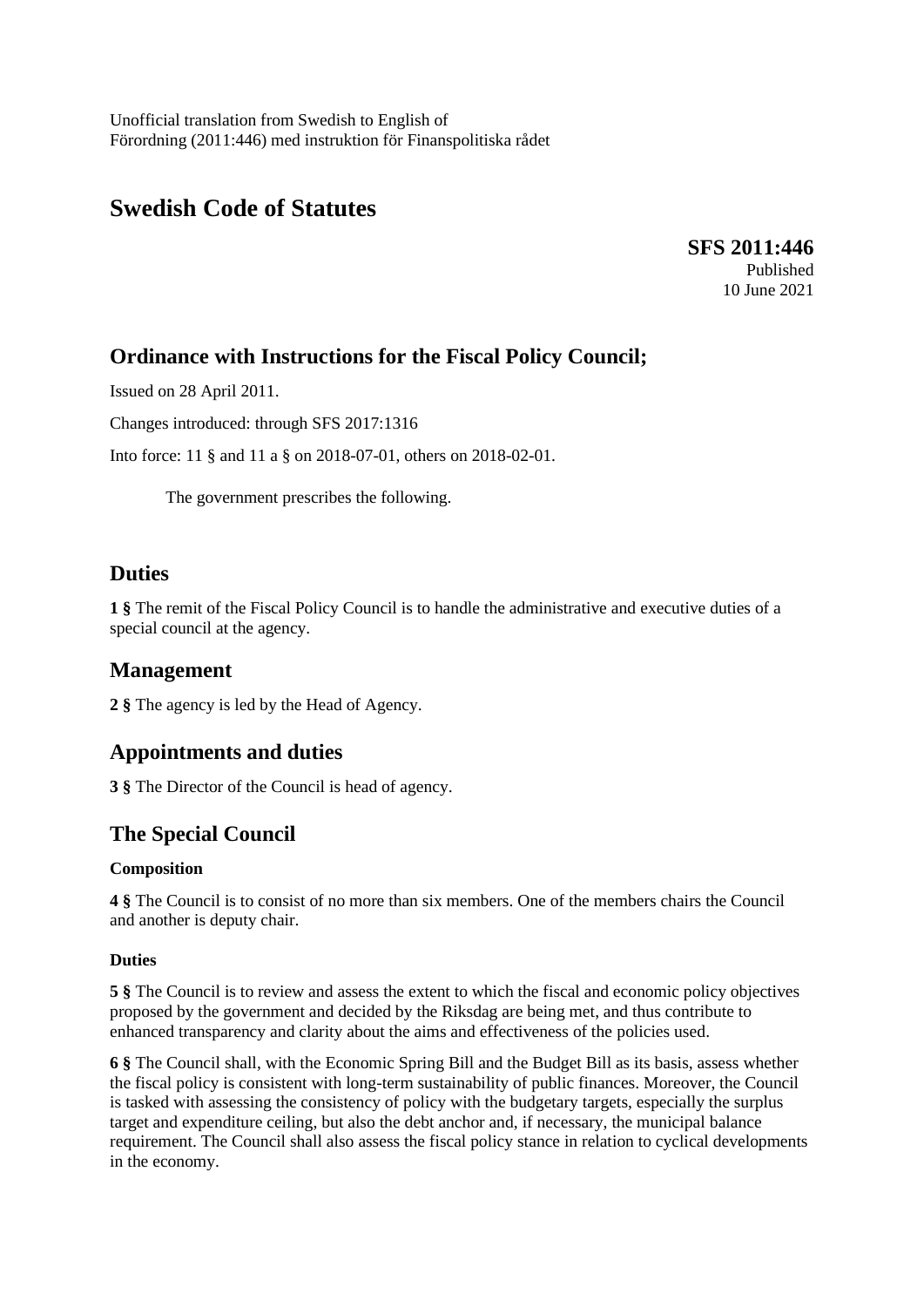Unofficial translation from Swedish to English of
Förordning (2011:446) med instruktion för Finanspolitiska rådet

# Swedish Code of Statutes

**SFS 2011:446**
Published
10 June 2021

## Ordinance with Instructions for the Fiscal Policy Council;

Issued on 28 April 2011.

Changes introduced: through SFS 2017:1316

Into force: 11 § and 11 a § on 2018-07-01, others on 2018-02-01.

The government prescribes the following.

## Duties

**1 §** The remit of the Fiscal Policy Council is to handle the administrative and executive duties of a special council at the agency.

## Management

**2 §** The agency is led by the Head of Agency.

## Appointments and duties

**3 §** The Director of the Council is head of agency.

## The Special Council

### Composition

**4 §** The Council is to consist of no more than six members. One of the members chairs the Council and another is deputy chair.

### Duties

**5 §** The Council is to review and assess the extent to which the fiscal and economic policy objectives proposed by the government and decided by the Riksdag are being met, and thus contribute to enhanced transparency and clarity about the aims and effectiveness of the policies used.

**6 §** The Council shall, with the Economic Spring Bill and the Budget Bill as its basis, assess whether the fiscal policy is consistent with long-term sustainability of public finances. Moreover, the Council is tasked with assessing the consistency of policy with the budgetary targets, especially the surplus target and expenditure ceiling, but also the debt anchor and, if necessary, the municipal balance requirement. The Council shall also assess the fiscal policy stance in relation to cyclical developments in the economy.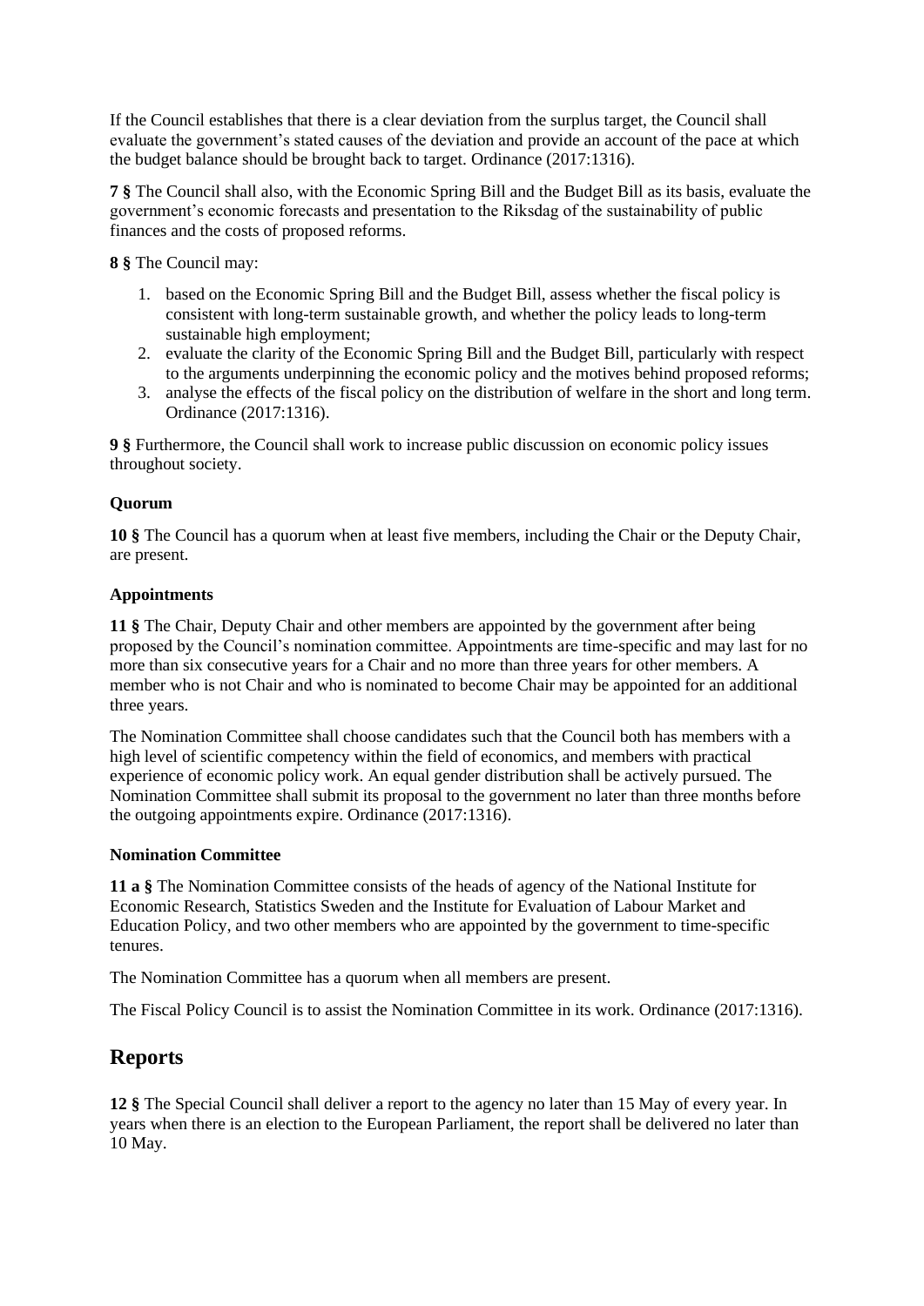If the Council establishes that there is a clear deviation from the surplus target, the Council shall evaluate the government's stated causes of the deviation and provide an account of the pace at which the budget balance should be brought back to target. Ordinance (2017:1316).

**7 §** The Council shall also, with the Economic Spring Bill and the Budget Bill as its basis, evaluate the government's economic forecasts and presentation to the Riksdag of the sustainability of public finances and the costs of proposed reforms.

**8 §** The Council may:

1. based on the Economic Spring Bill and the Budget Bill, assess whether the fiscal policy is consistent with long-term sustainable growth, and whether the policy leads to long-term sustainable high employment;
2. evaluate the clarity of the Economic Spring Bill and the Budget Bill, particularly with respect to the arguments underpinning the economic policy and the motives behind proposed reforms;
3. analyse the effects of the fiscal policy on the distribution of welfare in the short and long term. Ordinance (2017:1316).

**9 §** Furthermore, the Council shall work to increase public discussion on economic policy issues throughout society.

**Quorum**

**10 §** The Council has a quorum when at least five members, including the Chair or the Deputy Chair, are present.

**Appointments**

**11 §** The Chair, Deputy Chair and other members are appointed by the government after being proposed by the Council's nomination committee. Appointments are time-specific and may last for no more than six consecutive years for a Chair and no more than three years for other members. A member who is not Chair and who is nominated to become Chair may be appointed for an additional three years.

The Nomination Committee shall choose candidates such that the Council both has members with a high level of scientific competency within the field of economics, and members with practical experience of economic policy work. An equal gender distribution shall be actively pursued. The Nomination Committee shall submit its proposal to the government no later than three months before the outgoing appointments expire. Ordinance (2017:1316).

**Nomination Committee**

**11 a §** The Nomination Committee consists of the heads of agency of the National Institute for Economic Research, Statistics Sweden and the Institute for Evaluation of Labour Market and Education Policy, and two other members who are appointed by the government to time-specific tenures.

The Nomination Committee has a quorum when all members are present.

The Fiscal Policy Council is to assist the Nomination Committee in its work. Ordinance (2017:1316).

## Reports

**12 §** The Special Council shall deliver a report to the agency no later than 15 May of every year. In years when there is an election to the European Parliament, the report shall be delivered no later than 10 May.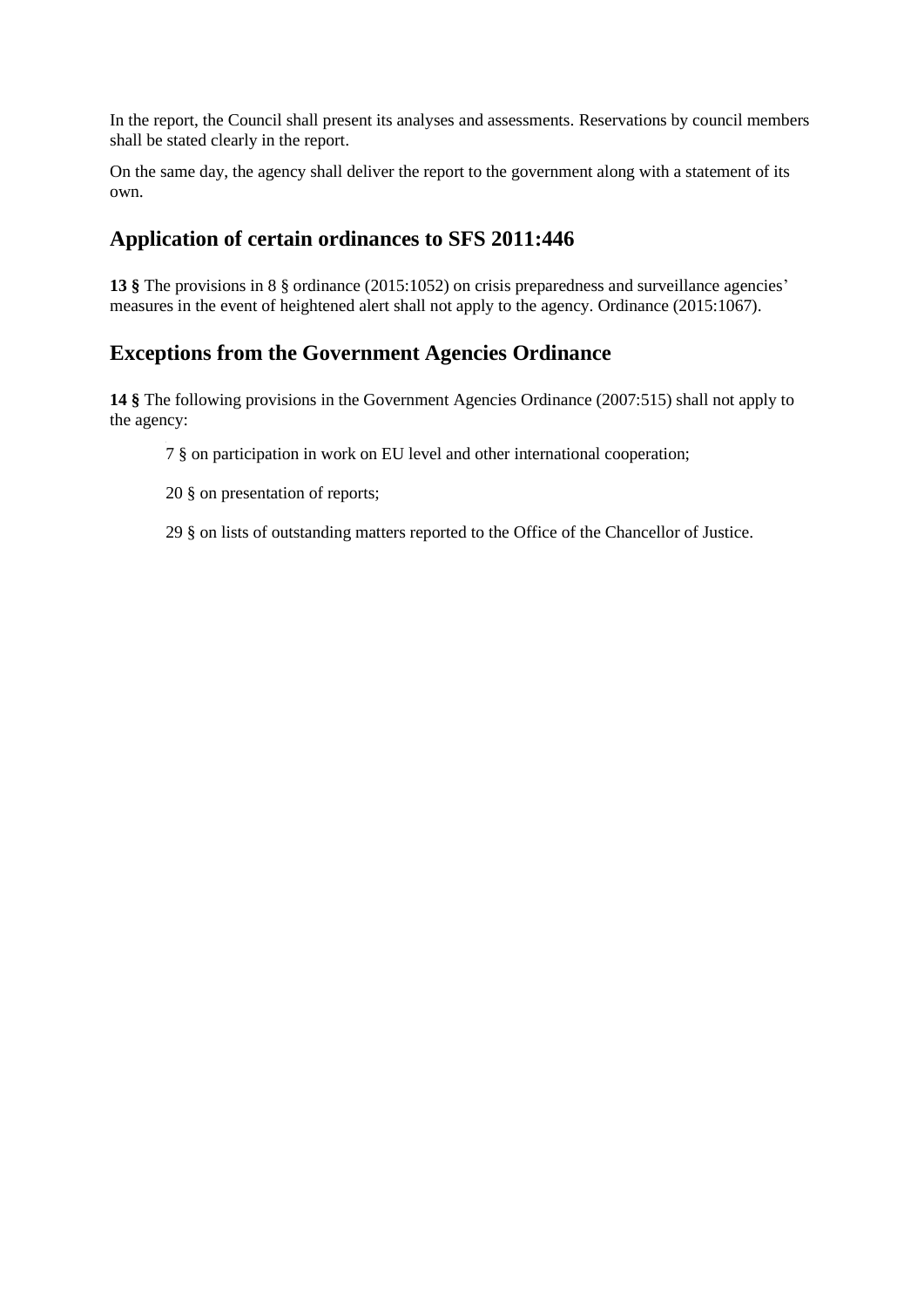In the report, the Council shall present its analyses and assessments. Reservations by council members shall be stated clearly in the report.

On the same day, the agency shall deliver the report to the government along with a statement of its own.

## Application of certain ordinances to SFS 2011:446

**13 §** The provisions in 8 § ordinance (2015:1052) on crisis preparedness and surveillance agencies' measures in the event of heightened alert shall not apply to the agency. Ordinance (2015:1067).

## Exceptions from the Government Agencies Ordinance

**14 §** The following provisions in the Government Agencies Ordinance (2007:515) shall not apply to the agency:

7 § on participation in work on EU level and other international cooperation;

20 § on presentation of reports;

29 § on lists of outstanding matters reported to the Office of the Chancellor of Justice.